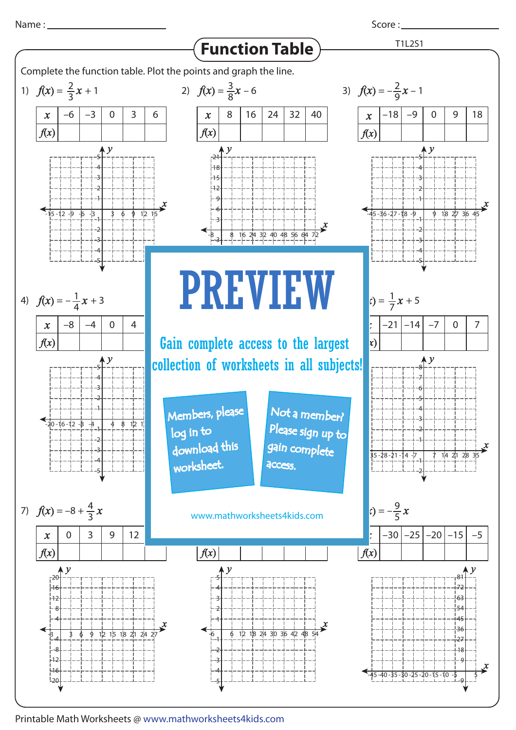Name : ________________ Score : ________________

# Function Table

T1L2S1

Complete the function table. Plot the points and graph the line.

1) $f(x) = \frac{2}{3}x + 1$

| $x$ | −6 | −3 | 0 | 3 | 6 |
|---|---|---|---|---|---|
| $f(x)$ | | | | | |

2) $f(x) = \frac{3}{8}x - 6$

| $x$ | 8 | 16 | 24 | 32 | 40 |
|---|---|---|---|---|---|
| $f(x)$ | | | | | |

3) $f(x) = -\frac{2}{9}x - 1$

| $x$ | −18 | −9 | 0 | 9 | 18 |
|---|---|---|---|---|---|
| $f(x)$ | | | | | |

4) $f(x) = -\frac{1}{4}x + 3$

| $x$ | −8 | −4 | 0 | 4 | |
|---|---|---|---|---|---|
| $f(x)$ | | | | | |

$f(x) = \frac{1}{7}x + 5$

| $x$ | −21 | −14 | −7 | 0 | 7 |
|---|---|---|---|---|---|
| $f(x)$ | | | | | |

# PREVIEW

Gain complete access to the largest collection of worksheets in all subjects!

Members, please log in to download this worksheet.

Not a member? Please sign up to gain complete access.

www.mathworksheets4kids.com

7) $f(x) = -8 + \frac{4}{3}x$

| $x$ | 0 | 3 | 9 | 12 | |
|---|---|---|---|---|---|
| $f(x)$ | | | | | |

| $f(x)$ | | | | | |
|---|---|---|---|---|---|

$f(x) = -\frac{9}{5}x$

| $x$ | −30 | −25 | −20 | −15 | −5 |
|---|---|---|---|---|---|
| $f(x)$ | | | | | |

Printable Math Worksheets @ www.mathworksheets4kids.com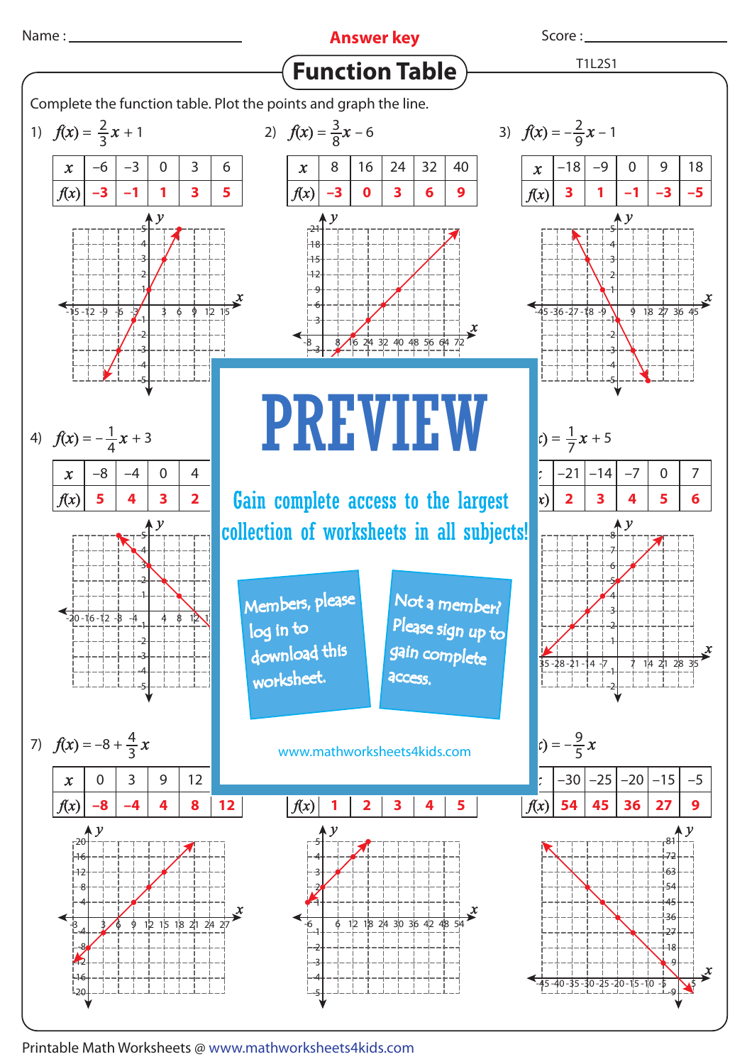Name : ______________________ **Answer key** Score : ______________________

# Function Table

T1L2S1

Complete the function table. Plot the points and graph the line.

1) $f(x) = \frac{2}{3}x + 1$

| $x$ | −6 | −3 | 0 | 3 | 6 |
|---|---|---|---|---|---|
| $f(x)$ | **−3** | **−1** | **1** | **3** | **5** |

y
5
4
3
2
1
-15 -12 -9 -6 -3 3 6 9 12 15
x
-1
-2
-3
-4
-5

2) $f(x) = \frac{3}{8}x - 6$

| $x$ | 8 | 16 | 24 | 32 | 40 |
|---|---|---|---|---|---|
| $f(x)$ | **−3** | **0** | **3** | **6** | **9** |

y
21
18
15
12
9
6
3
-8 8 16 24 32 40 48 56 64 72
x
-3

3) $f(x) = -\frac{2}{9}x - 1$

| $x$ | −18 | −9 | 0 | 9 | 18 |
|---|---|---|---|---|---|
| $f(x)$ | **3** | **1** | **−1** | **−3** | **−5** |

y
5
4
3
2
1
-45 -36 -27 -18 -9 9 18 27 36 45
x
-1
-2
-3
-4
-5

4) $f(x) = -\frac{1}{4}x + 3$

| $x$ | −8 | −4 | 0 | 4 |
|---|---|---|---|---|
| $f(x)$ | **5** | **4** | **3** | **2** |

y
5
4
3
2
1
-20 -16 -12 -8 -4 4 8 12
-1
-2
-3
-4
-5

**PREVIEW**

Gain complete access to the largest collection of worksheets in all subjects!

Members, please log in to download this worksheet.

Not a member? Please sign up to gain complete access.

www.mathworksheets4kids.com

$f(x) = \frac{1}{7}x + 5$

| $x$ | −21 | −14 | −7 | 0 | 7 |
|---|---|---|---|---|---|
| $f(x)$ | **2** | **3** | **4** | **5** | **6** |

y
8
7
6
5
4
3
2
1
-35 -28 -21 -14 -7 7 14 21 28 35
x
-1
-2

7) $f(x) = -8 + \frac{4}{3}x$

| $x$ | 0 | 3 | 9 | 12 | |
|---|---|---|---|---|---|
| $f(x)$ | **−8** | **−4** | **4** | **8** | **12** |

y
20
16
12
8
4
-3 3 6 9 12 15 18 21 24 27
x
-4
-8
-12
-16
-20

| | | | | | |
|---|---|---|---|---|---|
| $f(x)$ | **1** | **2** | **3** | **4** | **5** |

y
5
4
3
2
1
-6 6 12 18 24 30 36 42 48 54
x
-1
-2
-3
-4
-5

$f(x) = -\frac{9}{5}x$

| $x$ | −30 | −25 | −20 | −15 | −5 |
|---|---|---|---|---|---|
| $f(x)$ | **54** | **45** | **36** | **27** | **9** |

y
81
72
63
54
45
36
27
18
9
-45 -40 -35 -30 -25 -20 -15 -10 -5 5
x
-9

Printable Math Worksheets @ www.mathworksheets4kids.com